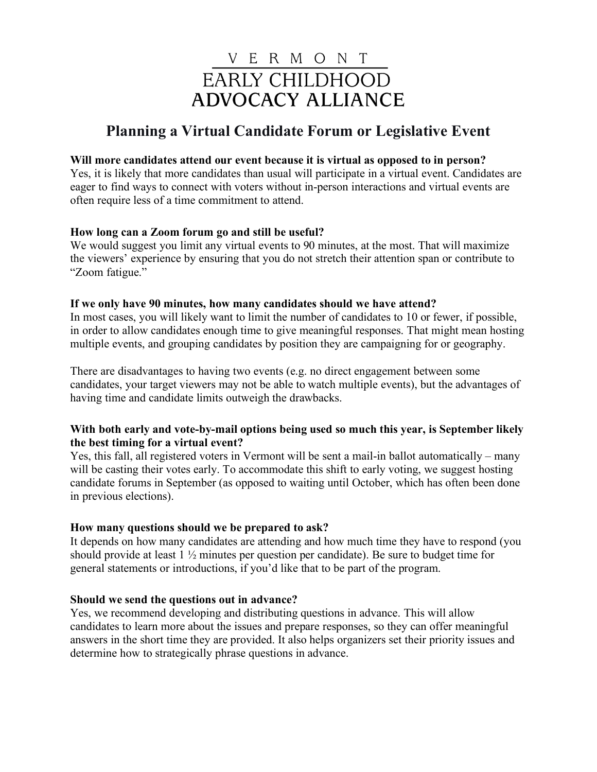# VERMONT EARLY CHILDHOOD ADVOCACY ALLIANCE

## Planning a Virtual Candidate Forum or Legislative Event

**Will more candidates attend our event because it is virtual as opposed to in person?**
Yes, it is likely that more candidates than usual will participate in a virtual event. Candidates are eager to find ways to connect with voters without in-person interactions and virtual events are often require less of a time commitment to attend.

**How long can a Zoom forum go and still be useful?**
We would suggest you limit any virtual events to 90 minutes, at the most. That will maximize the viewers' experience by ensuring that you do not stretch their attention span or contribute to "Zoom fatigue."

**If we only have 90 minutes, how many candidates should we have attend?**
In most cases, you will likely want to limit the number of candidates to 10 or fewer, if possible, in order to allow candidates enough time to give meaningful responses. That might mean hosting multiple events, and grouping candidates by position they are campaigning for or geography.

There are disadvantages to having two events (e.g. no direct engagement between some candidates, your target viewers may not be able to watch multiple events), but the advantages of having time and candidate limits outweigh the drawbacks.

**With both early and vote-by-mail options being used so much this year, is September likely the best timing for a virtual event?**
Yes, this fall, all registered voters in Vermont will be sent a mail-in ballot automatically – many will be casting their votes early. To accommodate this shift to early voting, we suggest hosting candidate forums in September (as opposed to waiting until October, which has often been done in previous elections).

**How many questions should we be prepared to ask?**
It depends on how many candidates are attending and how much time they have to respond (you should provide at least 1 ½ minutes per question per candidate). Be sure to budget time for general statements or introductions, if you'd like that to be part of the program.

**Should we send the questions out in advance?**
Yes, we recommend developing and distributing questions in advance. This will allow candidates to learn more about the issues and prepare responses, so they can offer meaningful answers in the short time they are provided. It also helps organizers set their priority issues and determine how to strategically phrase questions in advance.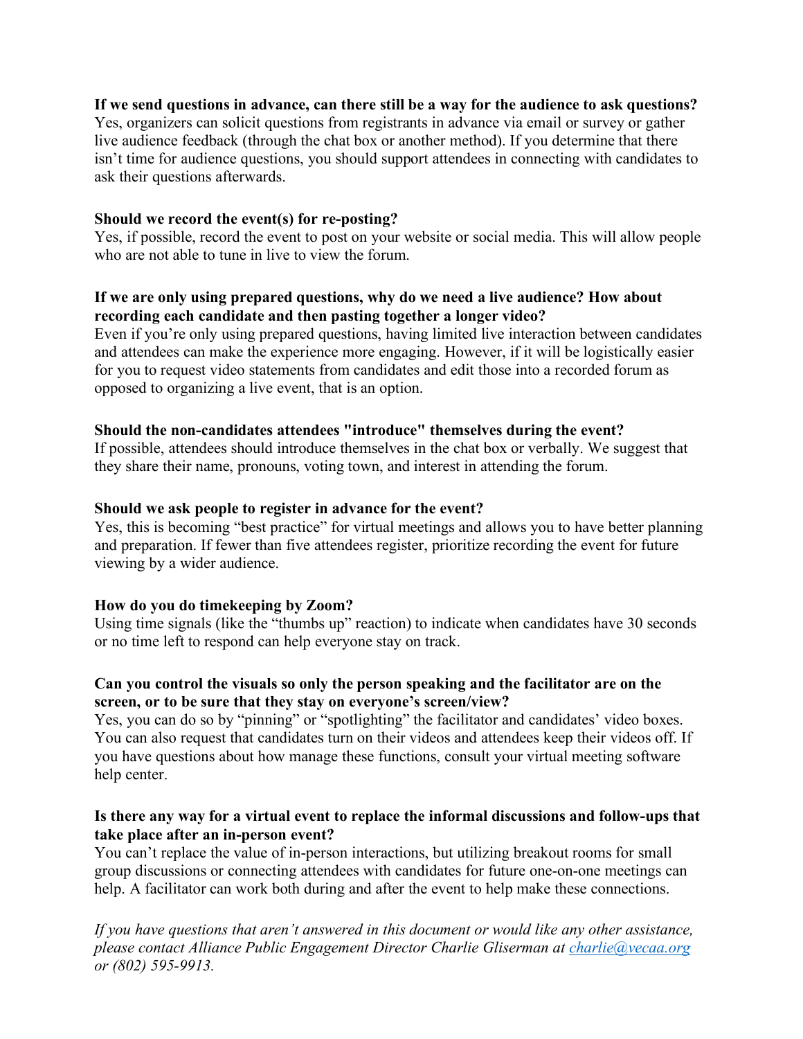**If we send questions in advance, can there still be a way for the audience to ask questions?**
Yes, organizers can solicit questions from registrants in advance via email or survey or gather live audience feedback (through the chat box or another method). If you determine that there isn't time for audience questions, you should support attendees in connecting with candidates to ask their questions afterwards.

**Should we record the event(s) for re-posting?**
Yes, if possible, record the event to post on your website or social media. This will allow people who are not able to tune in live to view the forum.

**If we are only using prepared questions, why do we need a live audience? How about recording each candidate and then pasting together a longer video?**
Even if you're only using prepared questions, having limited live interaction between candidates and attendees can make the experience more engaging. However, if it will be logistically easier for you to request video statements from candidates and edit those into a recorded forum as opposed to organizing a live event, that is an option.

**Should the non-candidates attendees "introduce" themselves during the event?**
If possible, attendees should introduce themselves in the chat box or verbally. We suggest that they share their name, pronouns, voting town, and interest in attending the forum.

**Should we ask people to register in advance for the event?**
Yes, this is becoming "best practice" for virtual meetings and allows you to have better planning and preparation. If fewer than five attendees register, prioritize recording the event for future viewing by a wider audience.

**How do you do timekeeping by Zoom?**
Using time signals (like the "thumbs up" reaction) to indicate when candidates have 30 seconds or no time left to respond can help everyone stay on track.

**Can you control the visuals so only the person speaking and the facilitator are on the screen, or to be sure that they stay on everyone's screen/view?**
Yes, you can do so by "pinning" or "spotlighting" the facilitator and candidates' video boxes. You can also request that candidates turn on their videos and attendees keep their videos off. If you have questions about how manage these functions, consult your virtual meeting software help center.

**Is there any way for a virtual event to replace the informal discussions and follow-ups that take place after an in-person event?**
You can't replace the value of in-person interactions, but utilizing breakout rooms for small group discussions or connecting attendees with candidates for future one-on-one meetings can help. A facilitator can work both during and after the event to help make these connections.

*If you have questions that aren't answered in this document or would like any other assistance, please contact Alliance Public Engagement Director Charlie Gliserman at [charlie@vecaa.org](mailto:charlie@vecaa.org) or (802) 595-9913.*